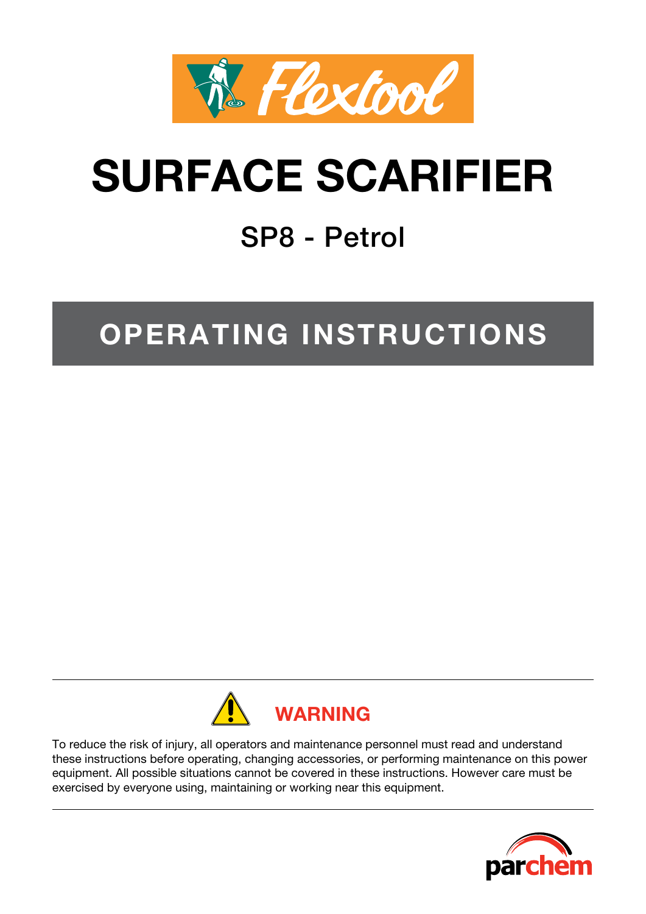Flextool

# SURFACE SCARIFIER

## SP8 - Petrol

## OPERATING INSTRUCTIONS

**WARNING**

To reduce the risk of injury, all operators and maintenance personnel must read and understand these instructions before operating, changing accessories, or performing maintenance on this power equipment. All possible situations cannot be covered in these instructions. However care must be exercised by everyone using, maintaining or working near this equipment.

parchem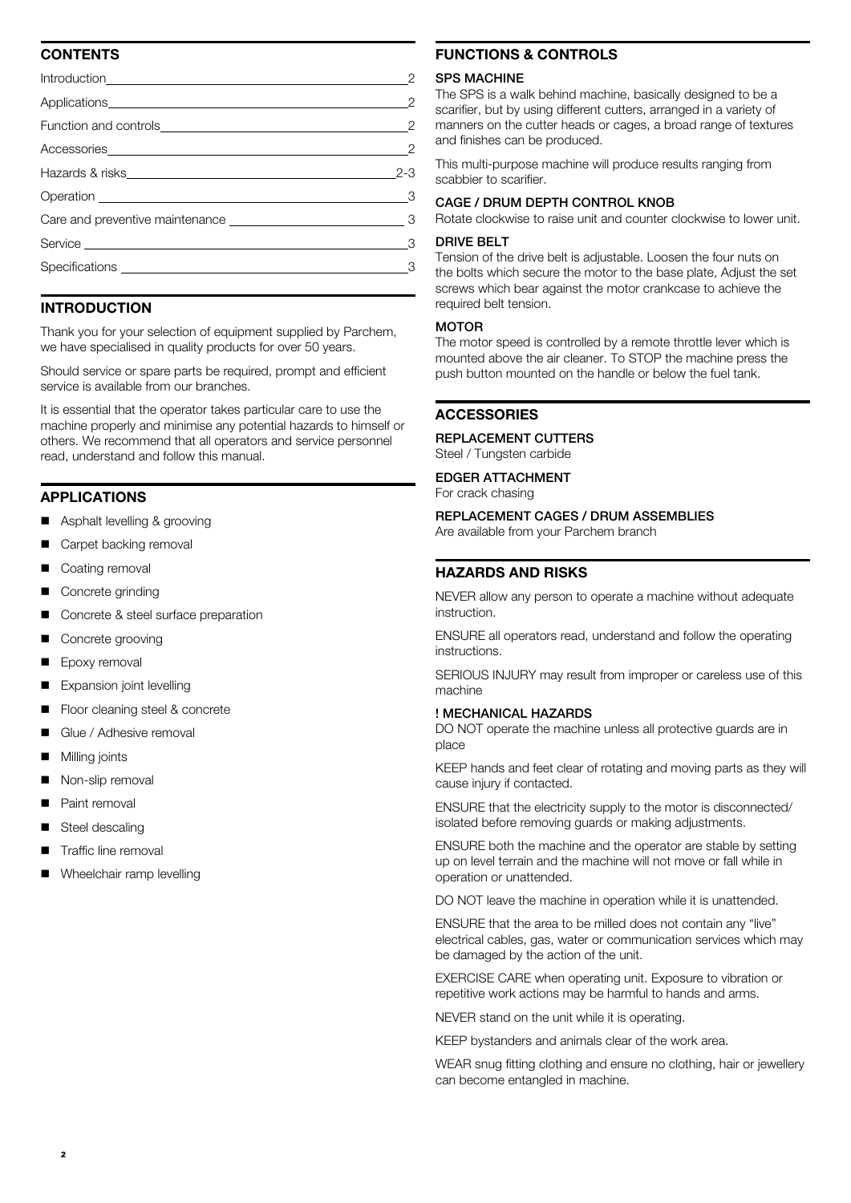## CONTENTS

| | |
|---|---|
| Introduction | 2 |
| Applications | 2 |
| Function and controls | 2 |
| Accessories | 2 |
| Hazards & risks | 2-3 |
| Operation | 3 |
| Care and preventive maintenance | 3 |
| Service | 3 |
| Specifications | 3 |

## INTRODUCTION

Thank you for your selection of equipment supplied by Parchem, we have specialised in quality products for over 50 years.

Should service or spare parts be required, prompt and efficient service is available from our branches.

It is essential that the operator takes particular care to use the machine properly and minimise any potential hazards to himself or others. We recommend that all operators and service personnel read, understand and follow this manual.

## APPLICATIONS

- Asphalt levelling & grooving
- Carpet backing removal
- Coating removal
- Concrete grinding
- Concrete & steel surface preparation
- Concrete grooving
- Epoxy removal
- Expansion joint levelling
- Floor cleaning steel & concrete
- Glue / Adhesive removal
- Milling joints
- Non-slip removal
- Paint removal
- Steel descaling
- Traffic line removal
- Wheelchair ramp levelling

## FUNCTIONS & CONTROLS

### SPS MACHINE

The SPS is a walk behind machine, basically designed to be a scarifier, but by using different cutters, arranged in a variety of manners on the cutter heads or cages, a broad range of textures and finishes can be produced.

This multi-purpose machine will produce results ranging from scabbier to scarifier.

### CAGE / DRUM DEPTH CONTROL KNOB

Rotate clockwise to raise unit and counter clockwise to lower unit.

### DRIVE BELT

Tension of the drive belt is adjustable. Loosen the four nuts on the bolts which secure the motor to the base plate, Adjust the set screws which bear against the motor crankcase to achieve the required belt tension.

### MOTOR

The motor speed is controlled by a remote throttle lever which is mounted above the air cleaner. To STOP the machine press the push button mounted on the handle or below the fuel tank.

## ACCESSORIES

### REPLACEMENT CUTTERS

Steel / Tungsten carbide

### EDGER ATTACHMENT

For crack chasing

### REPLACEMENT CAGES / DRUM ASSEMBLIES

Are available from your Parchem branch

## HAZARDS AND RISKS

NEVER allow any person to operate a machine without adequate instruction.

ENSURE all operators read, understand and follow the operating instructions.

SERIOUS INJURY may result from improper or careless use of this machine

### ! MECHANICAL HAZARDS

DO NOT operate the machine unless all protective guards are in place

KEEP hands and feet clear of rotating and moving parts as they will cause injury if contacted.

ENSURE that the electricity supply to the motor is disconnected/ isolated before removing guards or making adjustments.

ENSURE both the machine and the operator are stable by setting up on level terrain and the machine will not move or fall while in operation or unattended.

DO NOT leave the machine in operation while it is unattended.

ENSURE that the area to be milled does not contain any "live" electrical cables, gas, water or communication services which may be damaged by the action of the unit.

EXERCISE CARE when operating unit. Exposure to vibration or repetitive work actions may be harmful to hands and arms.

NEVER stand on the unit while it is operating.

KEEP bystanders and animals clear of the work area.

WEAR snug fitting clothing and ensure no clothing, hair or jewellery can become entangled in machine.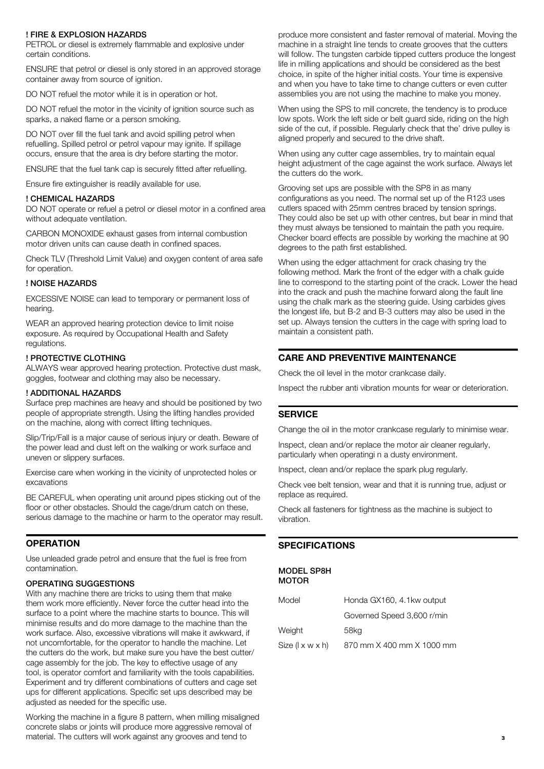#### ! FIRE & EXPLOSION HAZARDS

PETROL or diesel is extremely flammable and explosive under certain conditions.

ENSURE that petrol or diesel is only stored in an approved storage container away from source of ignition.

DO NOT refuel the motor while it is in operation or hot.

DO NOT refuel the motor in the vicinity of ignition source such as sparks, a naked flame or a person smoking.

DO NOT over fill the fuel tank and avoid spilling petrol when refuelling. Spilled petrol or petrol vapour may ignite. If spillage occurs, ensure that the area is dry before starting the motor.

ENSURE that the fuel tank cap is securely fitted after refuelling.

Ensure fire extinguisher is readily available for use.

#### ! CHEMICAL HAZARDS

DO NOT operate or refuel a petrol or diesel motor in a confined area without adequate ventilation.

CARBON MONOXIDE exhaust gases from internal combustion motor driven units can cause death in confined spaces.

Check TLV (Threshold Limit Value) and oxygen content of area safe for operation.

#### ! NOISE HAZARDS

EXCESSIVE NOISE can lead to temporary or permanent loss of hearing.

WEAR an approved hearing protection device to limit noise exposure. As required by Occupational Health and Safety regulations.

#### ! PROTECTIVE CLOTHING

ALWAYS wear approved hearing protection. Protective dust mask, goggles, footwear and clothing may also be necessary.

#### ! ADDITIONAL HAZARDS

Surface prep machines are heavy and should be positioned by two people of appropriate strength. Using the lifting handles provided on the machine, along with correct lifting techniques.

Slip/Trip/Fall is a major cause of serious injury or death. Beware of the power lead and dust left on the walking or work surface and uneven or slippery surfaces.

Exercise care when working in the vicinity of unprotected holes or excavations

BE CAREFUL when operating unit around pipes sticking out of the floor or other obstacles. Should the cage/drum catch on these, serious damage to the machine or harm to the operator may result.

## OPERATION

Use unleaded grade petrol and ensure that the fuel is free from contamination.

#### OPERATING SUGGESTIONS

With any machine there are tricks to using them that make them work more efficiently. Never force the cutter head into the surface to a point where the machine starts to bounce. This will minimise results and do more damage to the machine than the work surface. Also, excessive vibrations will make it awkward, if not uncomfortable, for the operator to handle the machine. Let the cutters do the work, but make sure you have the best cutter/ cage assembly for the job. The key to effective usage of any tool, is operator comfort and familiarity with the tools capabilities. Experiment and try different combinations of cutters and cage set ups for different applications. Specific set ups described may be adjusted as needed for the specific use.

Working the machine in a figure 8 pattern, when milling misaligned concrete slabs or joints will produce more aggressive removal of material. The cutters will work against any grooves and tend to produce more consistent and faster removal of material. Moving the machine in a straight line tends to create grooves that the cutters will follow. The tungsten carbide tipped cutters produce the longest life in milling applications and should be considered as the best choice, in spite of the higher initial costs. Your time is expensive and when you have to take time to change cutters or even cutter assemblies you are not using the machine to make you money.

When using the SPS to mill concrete, the tendency is to produce low spots. Work the left side or belt guard side, riding on the high side of the cut, if possible. Regularly check that the' drive pulley is aligned properly and secured to the drive shaft.

When using any cutter cage assemblies, try to maintain equal height adjustment of the cage against the work surface. Always let the cutters do the work.

Grooving set ups are possible with the SP8 in as many configurations as you need. The normal set up of the R123 uses cutlers spaced with 25mm centres braced by tension springs. They could also be set up with other centres, but bear in mind that they must always be tensioned to maintain the path you require. Checker board effects are possible by working the machine at 90 degrees to the path first established.

When using the edger attachment for crack chasing try the following method. Mark the front of the edger with a chalk guide line to correspond to the starting point of the crack. Lower the head into the crack and push the machine forward along the fault line using the chalk mark as the steering guide. Using carbides gives the longest life, but B-2 and B-3 cutters may also be used in the set up. Always tension the cutters in the cage with spring load to maintain a consistent path.

## CARE AND PREVENTIVE MAINTENANCE

Check the oil level in the motor crankcase daily.

Inspect the rubber anti vibration mounts for wear or deterioration.

## SERVICE

Change the oil in the motor crankcase regularly to minimise wear.

Inspect, clean and/or replace the motor air cleaner regularly, particularly when operatingi n a dusty environment.

Inspect, clean and/or replace the spark plug regularly.

Check vee belt tension, wear and that it is running true, adjust or replace as required.

Check all fasteners for tightness as the machine is subject to vibration.

## SPECIFICATIONS

#### MODEL SP8H
#### MOTOR

| | |
|---|---|
| Model | Honda GX160, 4.1kw output |
| | Governed Speed 3,600 r/min |
| Weight | 58kg |
| Size (l x w x h) | 870 mm X 400 mm X 1000 mm |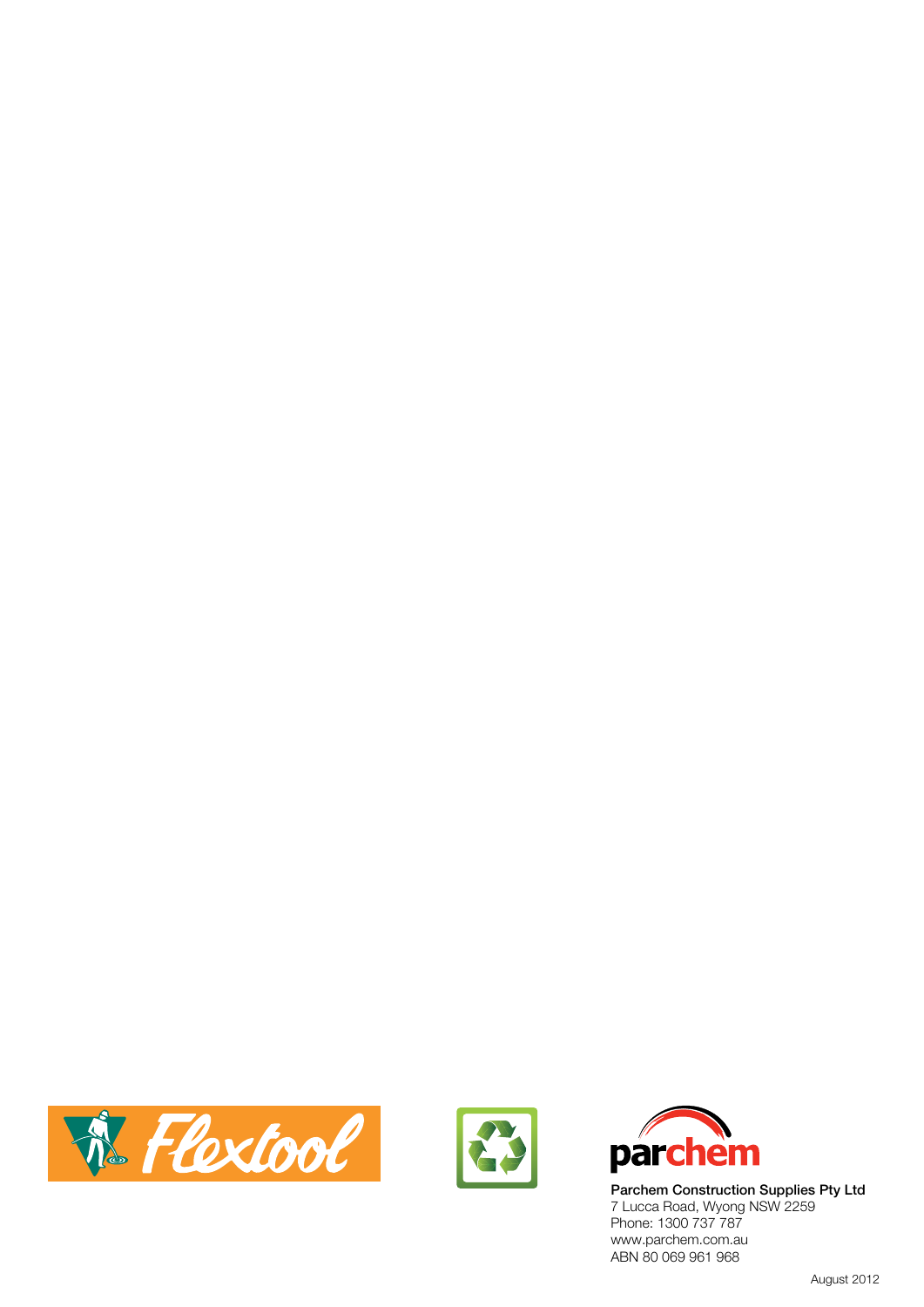Parchem Construction Supplies Pty Ltd
7 Lucca Road, Wyong NSW 2259
Phone: 1300 737 787
www.parchem.com.au
ABN 80 069 961 968

August 2012